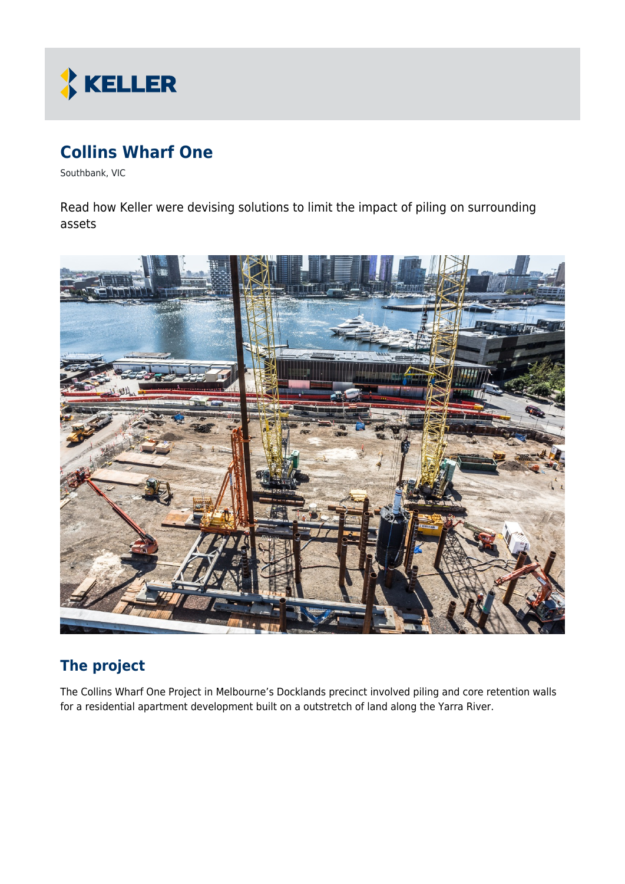# Collins Wharf One

Southbank, VIC

Read how Keller were devising solutions to limit the impact of piling on surrounding assets

## The project

The Collins Wharf One Project in Melbourne's Docklands precinct involved piling and core retention walls for a residential apartment development built on a outstretch of land along the Yarra River.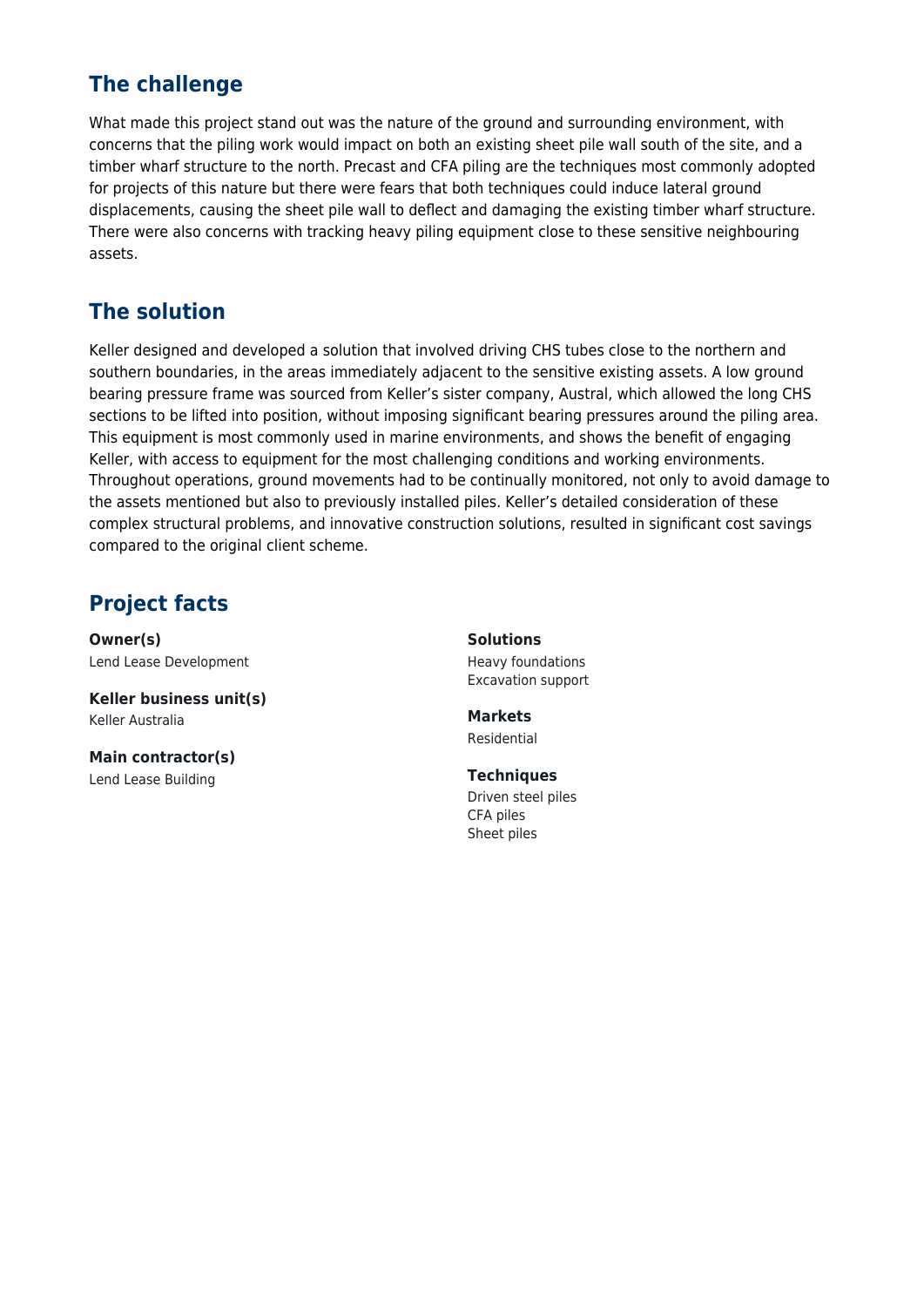## The challenge

What made this project stand out was the nature of the ground and surrounding environment, with concerns that the piling work would impact on both an existing sheet pile wall south of the site, and a timber wharf structure to the north. Precast and CFA piling are the techniques most commonly adopted for projects of this nature but there were fears that both techniques could induce lateral ground displacements, causing the sheet pile wall to deflect and damaging the existing timber wharf structure. There were also concerns with tracking heavy piling equipment close to these sensitive neighbouring assets.

## The solution

Keller designed and developed a solution that involved driving CHS tubes close to the northern and southern boundaries, in the areas immediately adjacent to the sensitive existing assets. A low ground bearing pressure frame was sourced from Keller's sister company, Austral, which allowed the long CHS sections to be lifted into position, without imposing significant bearing pressures around the piling area. This equipment is most commonly used in marine environments, and shows the benefit of engaging Keller, with access to equipment for the most challenging conditions and working environments. Throughout operations, ground movements had to be continually monitored, not only to avoid damage to the assets mentioned but also to previously installed piles. Keller's detailed consideration of these complex structural problems, and innovative construction solutions, resulted in significant cost savings compared to the original client scheme.

## Project facts

**Owner(s)**
Lend Lease Development

**Keller business unit(s)**
Keller Australia

**Main contractor(s)**
Lend Lease Building

**Solutions**
Heavy foundations
Excavation support

**Markets**
Residential

**Techniques**
Driven steel piles
CFA piles
Sheet piles